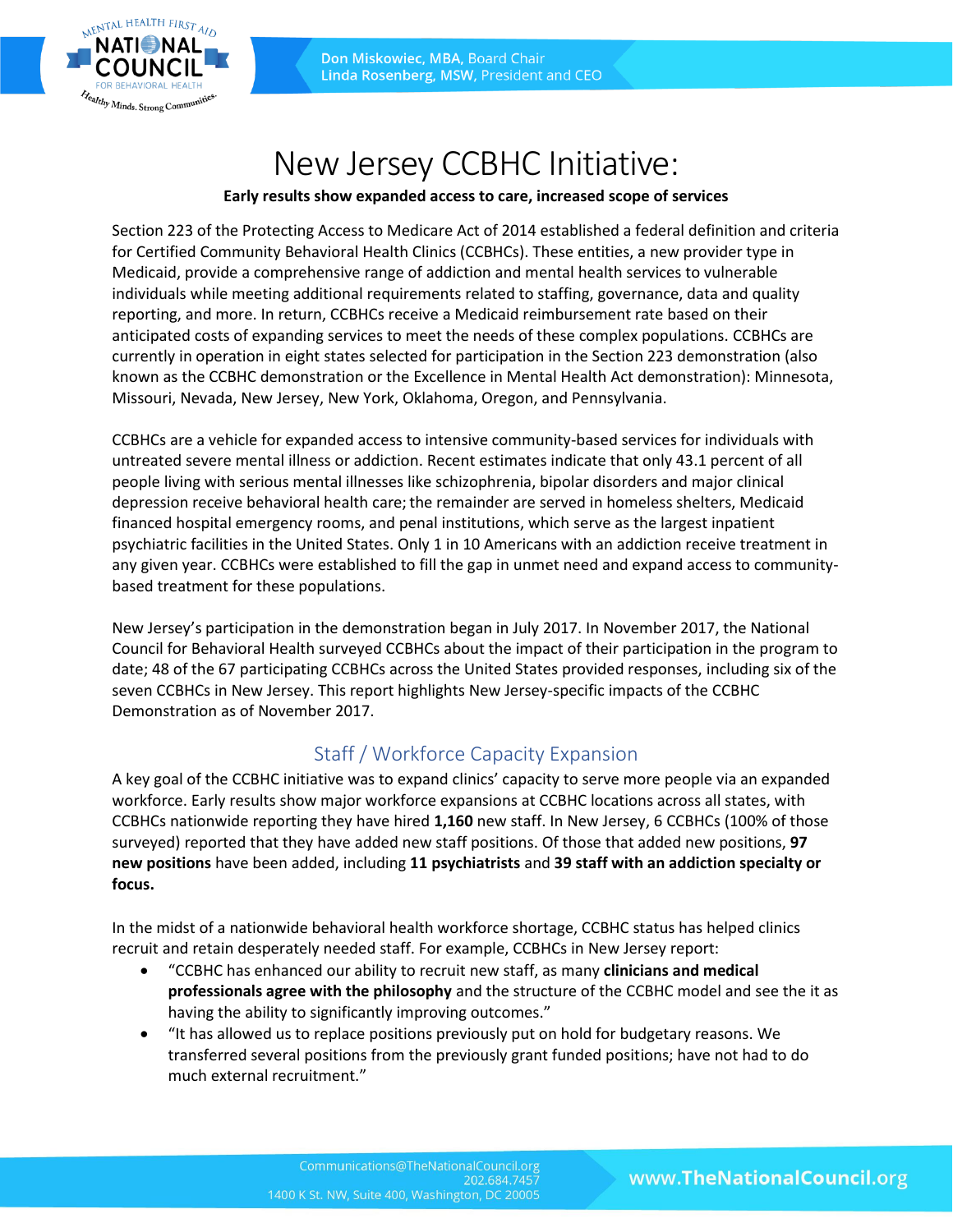# New Jersey CCBHC Initiative:

**Early results show expanded access to care, increased scope of services**

Section 223 of the Protecting Access to Medicare Act of 2014 established a federal definition and criteria for Certified Community Behavioral Health Clinics (CCBHCs). These entities, a new provider type in Medicaid, provide a comprehensive range of addiction and mental health services to vulnerable individuals while meeting additional requirements related to staffing, governance, data and quality reporting, and more. In return, CCBHCs receive a Medicaid reimbursement rate based on their anticipated costs of expanding services to meet the needs of these complex populations. CCBHCs are currently in operation in eight states selected for participation in the Section 223 demonstration (also known as the CCBHC demonstration or the Excellence in Mental Health Act demonstration): Minnesota, Missouri, Nevada, New Jersey, New York, Oklahoma, Oregon, and Pennsylvania.

CCBHCs are a vehicle for expanded access to intensive community-based services for individuals with untreated severe mental illness or addiction. Recent estimates indicate that only 43.1 percent of all people living with serious mental illnesses like schizophrenia, bipolar disorders and major clinical depression receive behavioral health care; the remainder are served in homeless shelters, Medicaid financed hospital emergency rooms, and penal institutions, which serve as the largest inpatient psychiatric facilities in the United States. Only 1 in 10 Americans with an addiction receive treatment in any given year. CCBHCs were established to fill the gap in unmet need and expand access to community-based treatment for these populations.

New Jersey's participation in the demonstration began in July 2017. In November 2017, the National Council for Behavioral Health surveyed CCBHCs about the impact of their participation in the program to date; 48 of the 67 participating CCBHCs across the United States provided responses, including six of the seven CCBHCs in New Jersey. This report highlights New Jersey-specific impacts of the CCBHC Demonstration as of November 2017.

## Staff / Workforce Capacity Expansion

A key goal of the CCBHC initiative was to expand clinics' capacity to serve more people via an expanded workforce. Early results show major workforce expansions at CCBHC locations across all states, with CCBHCs nationwide reporting they have hired **1,160** new staff. In New Jersey, 6 CCBHCs (100% of those surveyed) reported that they have added new staff positions. Of those that added new positions, **97 new positions** have been added, including **11 psychiatrists** and **39 staff with an addiction specialty or focus.**

In the midst of a nationwide behavioral health workforce shortage, CCBHC status has helped clinics recruit and retain desperately needed staff. For example, CCBHCs in New Jersey report:

- "CCBHC has enhanced our ability to recruit new staff, as many **clinicians and medical professionals agree with the philosophy** and the structure of the CCBHC model and see the it as having the ability to significantly improving outcomes."
- "It has allowed us to replace positions previously put on hold for budgetary reasons. We transferred several positions from the previously grant funded positions; have not had to do much external recruitment."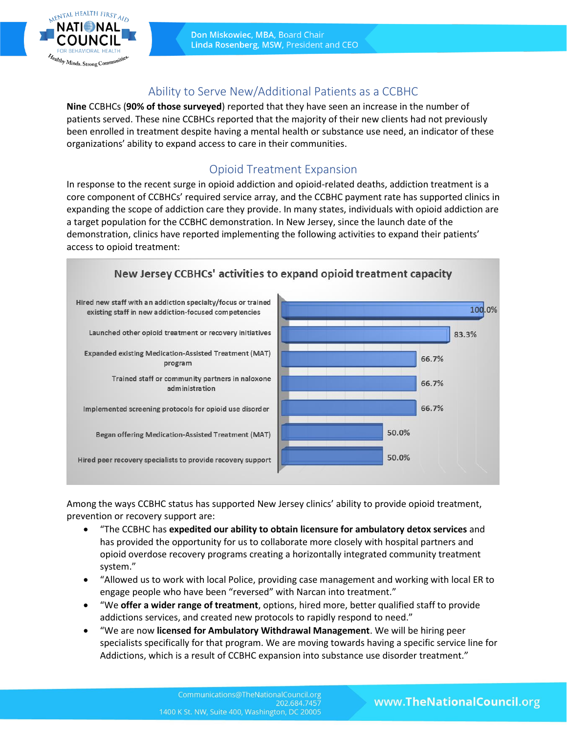## Ability to Serve New/Additional Patients as a CCBHC

**Nine** CCBHCs (**90% of those surveyed**) reported that they have seen an increase in the number of patients served. These nine CCBHCs reported that the majority of their new clients had not previously been enrolled in treatment despite having a mental health or substance use need, an indicator of these organizations' ability to expand access to care in their communities.

## Opioid Treatment Expansion

In response to the recent surge in opioid addiction and opioid-related deaths, addiction treatment is a core component of CCBHCs' required service array, and the CCBHC payment rate has supported clinics in expanding the scope of addiction care they provide. In many states, individuals with opioid addiction are a target population for the CCBHC demonstration. In New Jersey, since the launch date of the demonstration, clinics have reported implementing the following activities to expand their patients' access to opioid treatment:

**New Jersey CCBHCs' activities to expand opioid treatment capacity**

| Activity | Percent |
|---|---|
| Hired new staff with an addiction specialty/focus or trained existing staff in new addiction-focused competencies | 100.0% |
| Launched other opioid treatment or recovery initiatives | 83.3% |
| Expanded existing Medication-Assisted Treatment (MAT) program | 66.7% |
| Trained staff or community partners in naloxone administration | 66.7% |
| Implemented screening protocols for opioid use disorder | 66.7% |
| Began offering Medication-Assisted Treatment (MAT) | 50.0% |
| Hired peer recovery specialists to provide recovery support | 50.0% |

Among the ways CCBHC status has supported New Jersey clinics' ability to provide opioid treatment, prevention or recovery support are:

- "The CCBHC has **expedited our ability to obtain licensure for ambulatory detox services** and has provided the opportunity for us to collaborate more closely with hospital partners and opioid overdose recovery programs creating a horizontally integrated community treatment system."
- "Allowed us to work with local Police, providing case management and working with local ER to engage people who have been "reversed" with Narcan into treatment."
- "We **offer a wider range of treatment**, options, hired more, better qualified staff to provide addictions services, and created new protocols to rapidly respond to need."
- "We are now **licensed for Ambulatory Withdrawal Management**. We will be hiring peer specialists specifically for that program. We are moving towards having a specific service line for Addictions, which is a result of CCBHC expansion into substance use disorder treatment."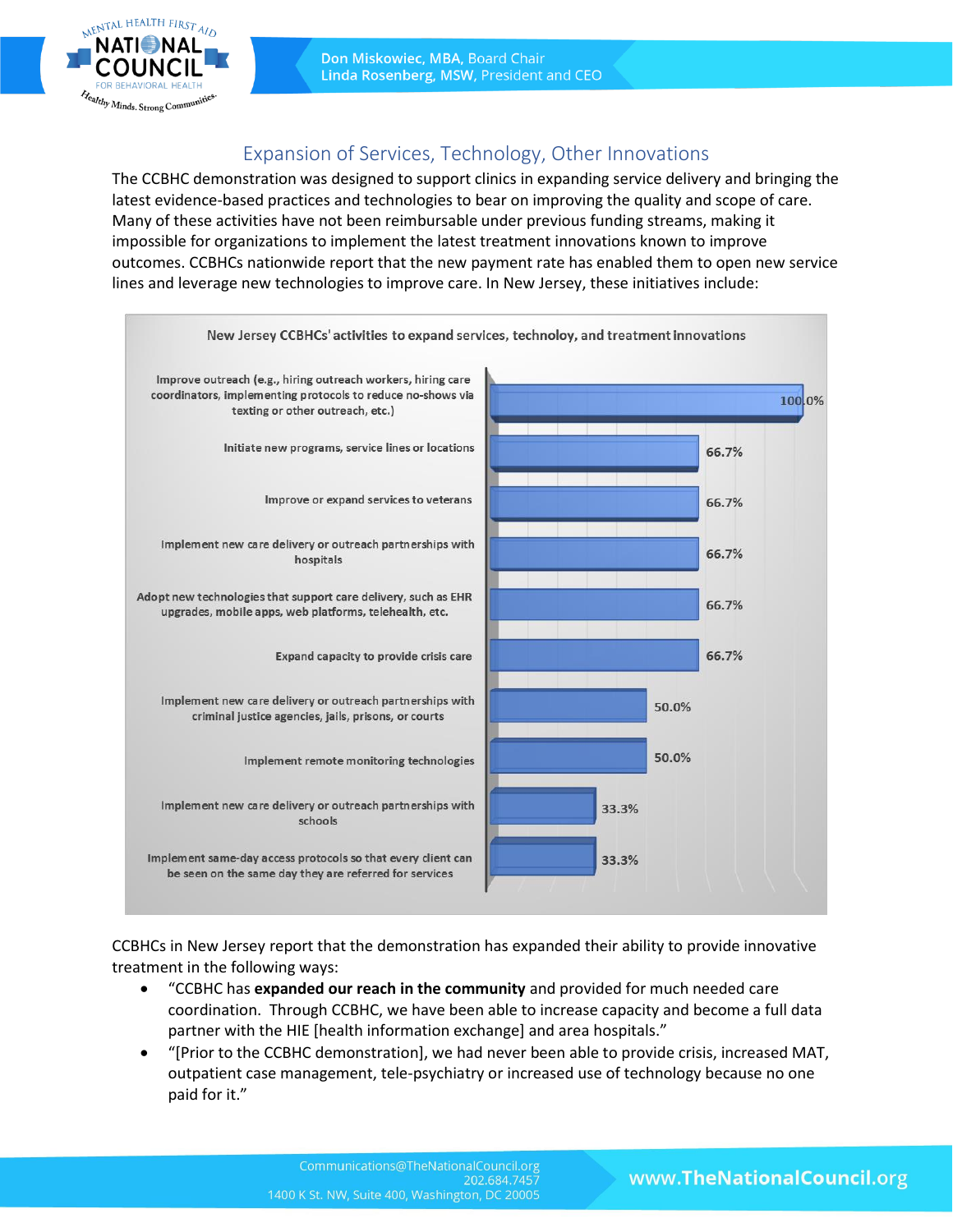## Expansion of Services, Technology, Other Innovations

The CCBHC demonstration was designed to support clinics in expanding service delivery and bringing the latest evidence-based practices and technologies to bear on improving the quality and scope of care. Many of these activities have not been reimbursable under previous funding streams, making it impossible for organizations to implement the latest treatment innovations known to improve outcomes. CCBHCs nationwide report that the new payment rate has enabled them to open new service lines and leverage new technologies to improve care. In New Jersey, these initiatives include:

**New Jersey CCBHCs' activities to expand services, technoloy, and treatment innovations**

| Activity | Percent |
|---|---|
| Improve outreach (e.g., hiring outreach workers, hiring care coordinators, implementing protocols to reduce no-shows via texting or other outreach, etc.) | 100.0% |
| Initiate new programs, service lines or locations | 66.7% |
| Improve or expand services to veterans | 66.7% |
| Implement new care delivery or outreach partnerships with hospitals | 66.7% |
| Adopt new technologies that support care delivery, such as EHR upgrades, mobile apps, web platforms, telehealth, etc. | 66.7% |
| Expand capacity to provide crisis care | 66.7% |
| Implement new care delivery or outreach partnerships with criminal justice agencies, jails, prisons, or courts | 50.0% |
| Implement remote monitoring technologies | 50.0% |
| Implement new care delivery or outreach partnerships with schools | 33.3% |
| Implement same-day access protocols so that every client can be seen on the same day they are referred for services | 33.3% |

CCBHCs in New Jersey report that the demonstration has expanded their ability to provide innovative treatment in the following ways:

- "CCBHC has **expanded our reach in the community** and provided for much needed care coordination. Through CCBHC, we have been able to increase capacity and become a full data partner with the HIE [health information exchange] and area hospitals."
- "[Prior to the CCBHC demonstration], we had never been able to provide crisis, increased MAT, outpatient case management, tele-psychiatry or increased use of technology because no one paid for it."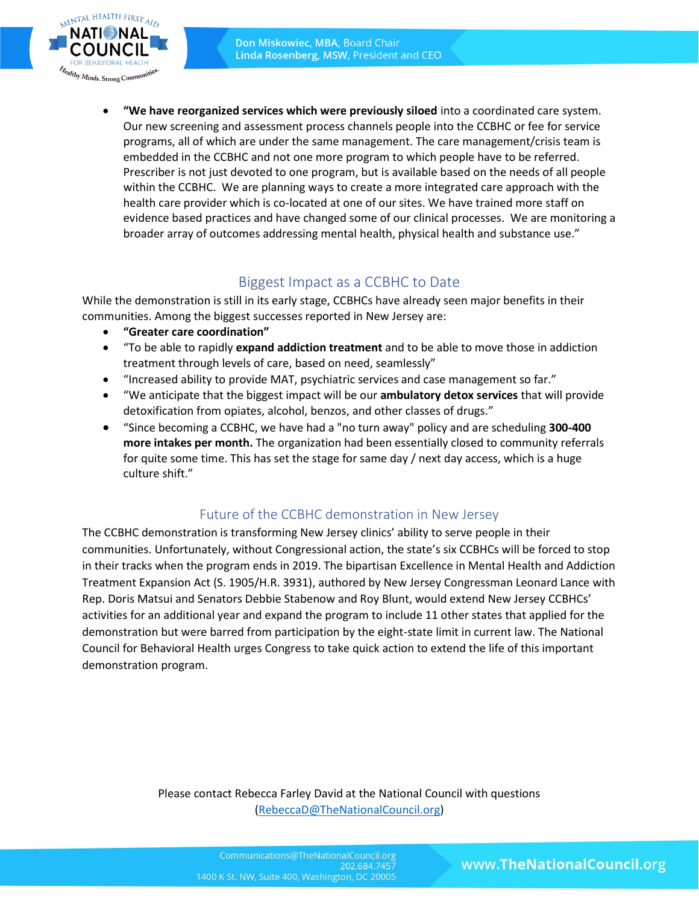- **"We have reorganized services which were previously siloed** into a coordinated care system. Our new screening and assessment process channels people into the CCBHC or fee for service programs, all of which are under the same management. The care management/crisis team is embedded in the CCBHC and not one more program to which people have to be referred. Prescriber is not just devoted to one program, but is available based on the needs of all people within the CCBHC. We are planning ways to create a more integrated care approach with the health care provider which is co-located at one of our sites. We have trained more staff on evidence based practices and have changed some of our clinical processes. We are monitoring a broader array of outcomes addressing mental health, physical health and substance use."

## Biggest Impact as a CCBHC to Date

While the demonstration is still in its early stage, CCBHCs have already seen major benefits in their communities. Among the biggest successes reported in New Jersey are:

- **"Greater care coordination"**
- "To be able to rapidly **expand addiction treatment** and to be able to move those in addiction treatment through levels of care, based on need, seamlessly"
- "Increased ability to provide MAT, psychiatric services and case management so far."
- "We anticipate that the biggest impact will be our **ambulatory detox services** that will provide detoxification from opiates, alcohol, benzos, and other classes of drugs."
- "Since becoming a CCBHC, we have had a "no turn away" policy and are scheduling **300-400 more intakes per month.** The organization had been essentially closed to community referrals for quite some time. This has set the stage for same day / next day access, which is a huge culture shift."

## Future of the CCBHC demonstration in New Jersey

The CCBHC demonstration is transforming New Jersey clinics' ability to serve people in their communities. Unfortunately, without Congressional action, the state's six CCBHCs will be forced to stop in their tracks when the program ends in 2019. The bipartisan Excellence in Mental Health and Addiction Treatment Expansion Act (S. 1905/H.R. 3931), authored by New Jersey Congressman Leonard Lance with Rep. Doris Matsui and Senators Debbie Stabenow and Roy Blunt, would extend New Jersey CCBHCs' activities for an additional year and expand the program to include 11 other states that applied for the demonstration but were barred from participation by the eight-state limit in current law. The National Council for Behavioral Health urges Congress to take quick action to extend the life of this important demonstration program.

Please contact Rebecca Farley David at the National Council with questions (RebeccaD@TheNationalCouncil.org)